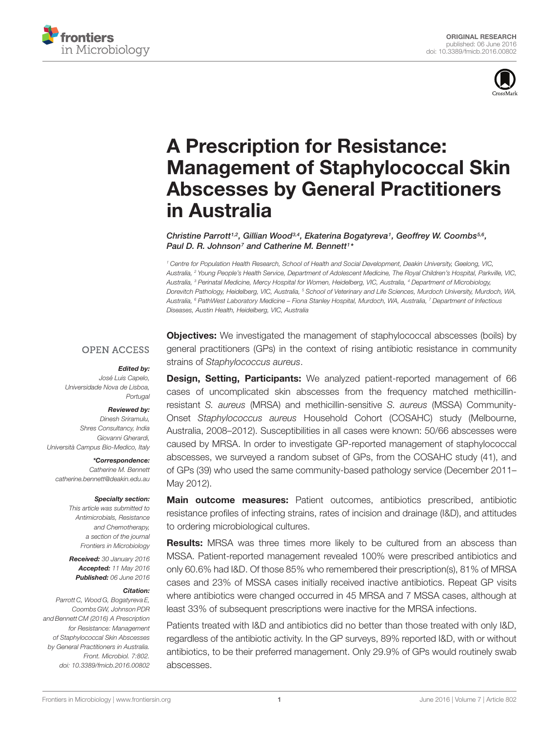ORIGINAL RESEARCH
published: 06 June 2016
doi: 10.3389/fmicb.2016.00802

# A Prescription for Resistance: Management of Staphylococcal Skin Abscesses by General Practitioners in Australia

*Christine Parrott[1,2], Gillian Wood[3,4], Ekaterina Bogatyreva[1], Geoffrey W. Coombs[5,6], Paul D. R. Johnson[7] and Catherine M. Bennett[1]\**

[1] Centre for Population Health Research, School of Health and Social Development, Deakin University, Geelong, VIC, Australia, [2] Young People's Health Service, Department of Adolescent Medicine, The Royal Children's Hospital, Parkville, VIC, Australia, [3] Perinatal Medicine, Mercy Hospital for Women, Heidelberg, VIC, Australia, [4] Department of Microbiology, Dorevitch Pathology, Heidelberg, VIC, Australia, [5] School of Veterinary and Life Sciences, Murdoch University, Murdoch, WA, Australia, [6] PathWest Laboratory Medicine – Fiona Stanley Hospital, Murdoch, WA, Australia, [7] Department of Infectious Diseases, Austin Health, Heidelberg, VIC, Australia

OPEN ACCESS

**Edited by:**
*José Luis Capelo, Universidade Nova de Lisboa, Portugal*

**Reviewed by:**
*Dinesh Sriramulu, Shres Consultancy, India*
*Giovanni Gherardi, Università Campus Bio-Medico, Italy*

**\*Correspondence:**
*Catherine M. Bennett*
*catherine.bennett@deakin.edu.au*

**Specialty section:**
*This article was submitted to Antimicrobials, Resistance and Chemotherapy, a section of the journal Frontiers in Microbiology*

**Received:** *30 January 2016*
**Accepted:** *11 May 2016*
**Published:** *06 June 2016*

**Citation:**
*Parrott C, Wood G, Bogatyreva E, Coombs GW, Johnson PDR and Bennett CM (2016) A Prescription for Resistance: Management of Staphylococcal Skin Abscesses by General Practitioners in Australia. Front. Microbiol. 7:802. doi: 10.3389/fmicb.2016.00802*

**Objectives:** We investigated the management of staphylococcal abscesses (boils) by general practitioners (GPs) in the context of rising antibiotic resistance in community strains of *Staphylococcus aureus*.

**Design, Setting, Participants:** We analyzed patient-reported management of 66 cases of uncomplicated skin abscesses from the frequency matched methicillin-resistant *S. aureus* (MRSA) and methicillin-sensitive *S. aureus* (MSSA) Community-Onset *Staphylococcus aureus* Household Cohort (COSAHC) study (Melbourne, Australia, 2008–2012). Susceptibilities in all cases were known: 50/66 abscesses were caused by MRSA. In order to investigate GP-reported management of staphylococcal abscesses, we surveyed a random subset of GPs, from the COSAHC study (41), and of GPs (39) who used the same community-based pathology service (December 2011–May 2012).

**Main outcome measures:** Patient outcomes, antibiotics prescribed, antibiotic resistance profiles of infecting strains, rates of incision and drainage (I&D), and attitudes to ordering microbiological cultures.

**Results:** MRSA was three times more likely to be cultured from an abscess than MSSA. Patient-reported management revealed 100% were prescribed antibiotics and only 60.6% had I&D. Of those 85% who remembered their prescription(s), 81% of MRSA cases and 23% of MSSA cases initially received inactive antibiotics. Repeat GP visits where antibiotics were changed occurred in 45 MRSA and 7 MSSA cases, although at least 33% of subsequent prescriptions were inactive for the MRSA infections.

Patients treated with I&D and antibiotics did no better than those treated with only I&D, regardless of the antibiotic activity. In the GP surveys, 89% reported I&D, with or without antibiotics, to be their preferred management. Only 29.9% of GPs would routinely swab abscesses.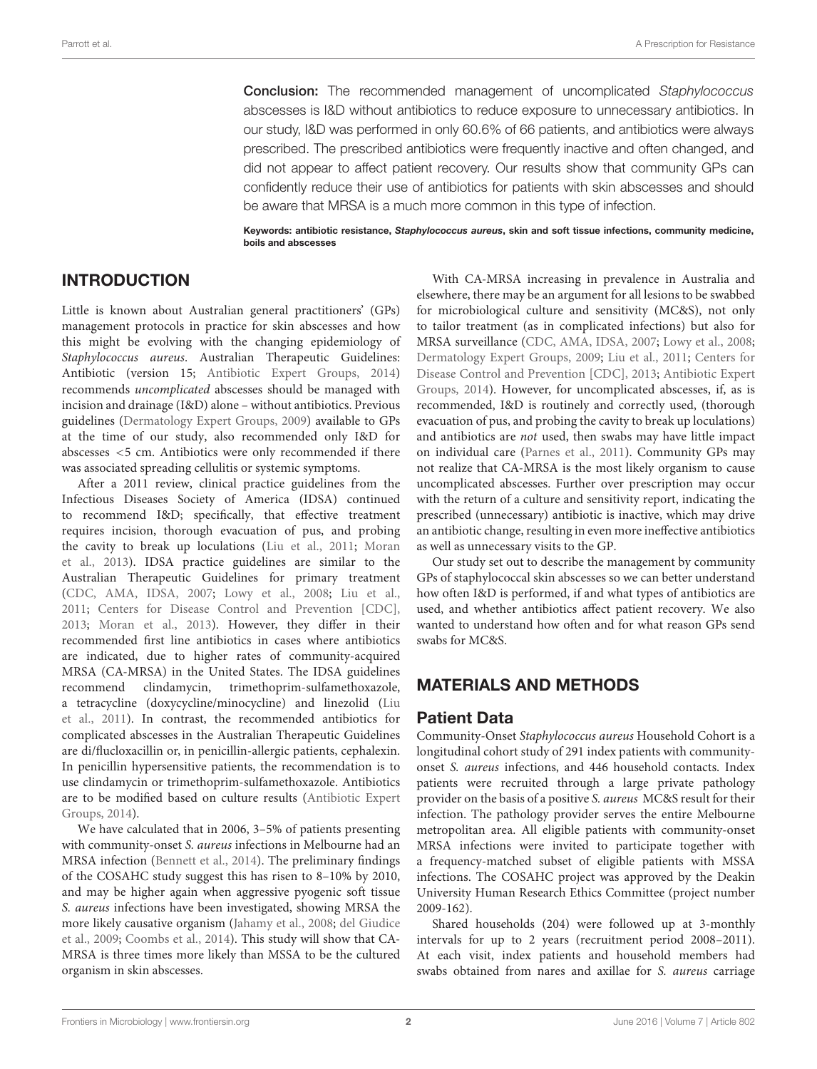**Conclusion:** The recommended management of uncomplicated *Staphylococcus* abscesses is I&D without antibiotics to reduce exposure to unnecessary antibiotics. In our study, I&D was performed in only 60.6% of 66 patients, and antibiotics were always prescribed. The prescribed antibiotics were frequently inactive and often changed, and did not appear to affect patient recovery. Our results show that community GPs can confidently reduce their use of antibiotics for patients with skin abscesses and should be aware that MRSA is a much more common in this type of infection.

**Keywords: antibiotic resistance, *Staphylococcus aureus*, skin and soft tissue infections, community medicine, boils and abscesses**

## INTRODUCTION

Little is known about Australian general practitioners' (GPs) management protocols in practice for skin abscesses and how this might be evolving with the changing epidemiology of *Staphylococcus aureus*. Australian Therapeutic Guidelines: Antibiotic (version 15; Antibiotic Expert Groups, 2014) recommends *uncomplicated* abscesses should be managed with incision and drainage (I&D) alone – without antibiotics. Previous guidelines (Dermatology Expert Groups, 2009) available to GPs at the time of our study, also recommended only I&D for abscesses <5 cm. Antibiotics were only recommended if there was associated spreading cellulitis or systemic symptoms.

After a 2011 review, clinical practice guidelines from the Infectious Diseases Society of America (IDSA) continued to recommend I&D; specifically, that effective treatment requires incision, thorough evacuation of pus, and probing the cavity to break up loculations (Liu et al., 2011; Moran et al., 2013). IDSA practice guidelines are similar to the Australian Therapeutic Guidelines for primary treatment (CDC, AMA, IDSA, 2007; Lowy et al., 2008; Liu et al., 2011; Centers for Disease Control and Prevention [CDC], 2013; Moran et al., 2013). However, they differ in their recommended first line antibiotics in cases where antibiotics are indicated, due to higher rates of community-acquired MRSA (CA-MRSA) in the United States. The IDSA guidelines recommend clindamycin, trimethoprim-sulfamethoxazole, a tetracycline (doxycycline/minocycline) and linezolid (Liu et al., 2011). In contrast, the recommended antibiotics for complicated abscesses in the Australian Therapeutic Guidelines are di/flucloxacillin or, in penicillin-allergic patients, cephalexin. In penicillin hypersensitive patients, the recommendation is to use clindamycin or trimethoprim-sulfamethoxazole. Antibiotics are to be modified based on culture results (Antibiotic Expert Groups, 2014).

We have calculated that in 2006, 3–5% of patients presenting with community-onset *S. aureus* infections in Melbourne had an MRSA infection (Bennett et al., 2014). The preliminary findings of the COSAHC study suggest this has risen to 8–10% by 2010, and may be higher again when aggressive pyogenic soft tissue *S. aureus* infections have been investigated, showing MRSA the more likely causative organism (Jahamy et al., 2008; del Giudice et al., 2009; Coombs et al., 2014). This study will show that CA-MRSA is three times more likely than MSSA to be the cultured organism in skin abscesses.

With CA-MRSA increasing in prevalence in Australia and elsewhere, there may be an argument for all lesions to be swabbed for microbiological culture and sensitivity (MC&S), not only to tailor treatment (as in complicated infections) but also for MRSA surveillance (CDC, AMA, IDSA, 2007; Lowy et al., 2008; Dermatology Expert Groups, 2009; Liu et al., 2011; Centers for Disease Control and Prevention [CDC], 2013; Antibiotic Expert Groups, 2014). However, for uncomplicated abscesses, if, as is recommended, I&D is routinely and correctly used, (thorough evacuation of pus, and probing the cavity to break up loculations) and antibiotics are *not* used, then swabs may have little impact on individual care (Parnes et al., 2011). Community GPs may not realize that CA-MRSA is the most likely organism to cause uncomplicated abscesses. Further over prescription may occur with the return of a culture and sensitivity report, indicating the prescribed (unnecessary) antibiotic is inactive, which may drive an antibiotic change, resulting in even more ineffective antibiotics as well as unnecessary visits to the GP.

Our study set out to describe the management by community GPs of staphylococcal skin abscesses so we can better understand how often I&D is performed, if and what types of antibiotics are used, and whether antibiotics affect patient recovery. We also wanted to understand how often and for what reason GPs send swabs for MC&S.

## MATERIALS AND METHODS

### Patient Data

Community-Onset *Staphylococcus aureus* Household Cohort is a longitudinal cohort study of 291 index patients with community-onset *S. aureus* infections, and 446 household contacts. Index patients were recruited through a large private pathology provider on the basis of a positive *S. aureus* MC&S result for their infection. The pathology provider serves the entire Melbourne metropolitan area. All eligible patients with community-onset MRSA infections were invited to participate together with a frequency-matched subset of eligible patients with MSSA infections. The COSAHC project was approved by the Deakin University Human Research Ethics Committee (project number 2009-162).

Shared households (204) were followed up at 3-monthly intervals for up to 2 years (recruitment period 2008–2011). At each visit, index patients and household members had swabs obtained from nares and axillae for *S. aureus* carriage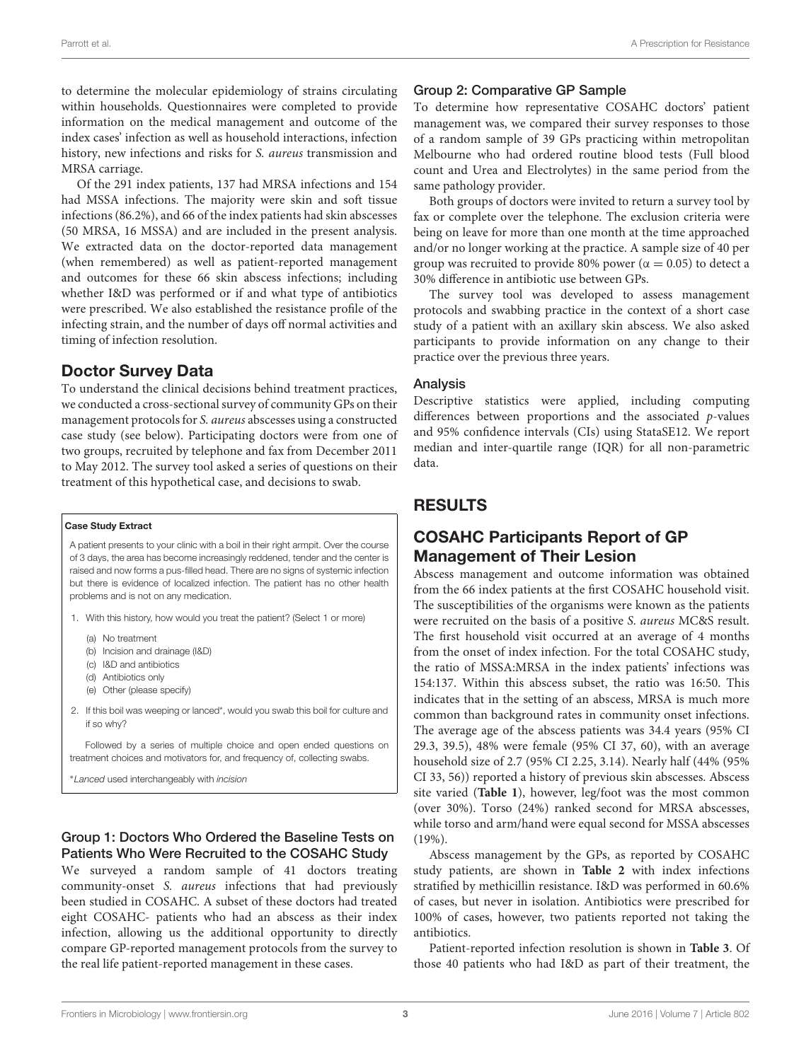to determine the molecular epidemiology of strains circulating within households. Questionnaires were completed to provide information on the medical management and outcome of the index cases' infection as well as household interactions, infection history, new infections and risks for *S. aureus* transmission and MRSA carriage.

Of the 291 index patients, 137 had MRSA infections and 154 had MSSA infections. The majority were skin and soft tissue infections (86.2%), and 66 of the index patients had skin abscesses (50 MRSA, 16 MSSA) and are included in the present analysis. We extracted data on the doctor-reported data management (when remembered) as well as patient-reported management and outcomes for these 66 skin abscess infections; including whether I&D was performed or if and what type of antibiotics were prescribed. We also established the resistance profile of the infecting strain, and the number of days off normal activities and timing of infection resolution.

## Doctor Survey Data

To understand the clinical decisions behind treatment practices, we conducted a cross-sectional survey of community GPs on their management protocols for *S. aureus* abscesses using a constructed case study (see below). Participating doctors were from one of two groups, recruited by telephone and fax from December 2011 to May 2012. The survey tool asked a series of questions on their treatment of this hypothetical case, and decisions to swab.

> **Case Study Extract**
>
> A patient presents to your clinic with a boil in their right armpit. Over the course of 3 days, the area has become increasingly reddened, tender and the center is raised and now forms a pus-filled head. There are no signs of systemic infection but there is evidence of localized infection. The patient has no other health problems and is not on any medication.
>
> 1. With this history, how would you treat the patient? (Select 1 or more)
>    (a) No treatment
>    (b) Incision and drainage (I&D)
>    (c) I&D and antibiotics
>    (d) Antibiotics only
>    (e) Other (please specify)
> 2. If this boil was weeping or lanced*, would you swab this boil for culture and if so why?
>
> Followed by a series of multiple choice and open ended questions on treatment choices and motivators for, and frequency of, collecting swabs.
>
> *Lanced used interchangeably with *incision*

### Group 1: Doctors Who Ordered the Baseline Tests on Patients Who Were Recruited to the COSAHC Study

We surveyed a random sample of 41 doctors treating community-onset *S. aureus* infections that had previously been studied in COSAHC. A subset of these doctors had treated eight COSAHC- patients who had an abscess as their index infection, allowing us the additional opportunity to directly compare GP-reported management protocols from the survey to the real life patient-reported management in these cases.

### Group 2: Comparative GP Sample

To determine how representative COSAHC doctors' patient management was, we compared their survey responses to those of a random sample of 39 GPs practicing within metropolitan Melbourne who had ordered routine blood tests (Full blood count and Urea and Electrolytes) in the same period from the same pathology provider.

Both groups of doctors were invited to return a survey tool by fax or complete over the telephone. The exclusion criteria were being on leave for more than one month at the time approached and/or no longer working at the practice. A sample size of 40 per group was recruited to provide 80% power ($\alpha = 0.05$) to detect a 30% difference in antibiotic use between GPs.

The survey tool was developed to assess management protocols and swabbing practice in the context of a short case study of a patient with an axillary skin abscess. We also asked participants to provide information on any change to their practice over the previous three years.

### Analysis

Descriptive statistics were applied, including computing differences between proportions and the associated *p*-values and 95% confidence intervals (CIs) using StataSE12. We report median and inter-quartile range (IQR) for all non-parametric data.

# RESULTS

## COSAHC Participants Report of GP Management of Their Lesion

Abscess management and outcome information was obtained from the 66 index patients at the first COSAHC household visit. The susceptibilities of the organisms were known as the patients were recruited on the basis of a positive *S. aureus* MC&S result. The first household visit occurred at an average of 4 months from the onset of index infection. For the total COSAHC study, the ratio of MSSA:MRSA in the index patients' infections was 154:137. Within this abscess subset, the ratio was 16:50. This indicates that in the setting of an abscess, MRSA is much more common than background rates in community onset infections. The average age of the abscess patients was 34.4 years (95% CI 29.3, 39.5), 48% were female (95% CI 37, 60), with an average household size of 2.7 (95% CI 2.25, 3.14). Nearly half (44% (95% CI 33, 56)) reported a history of previous skin abscesses. Abscess site varied (**Table 1**), however, leg/foot was the most common (over 30%). Torso (24%) ranked second for MRSA abscesses, while torso and arm/hand were equal second for MSSA abscesses (19%).

Abscess management by the GPs, as reported by COSAHC study patients, are shown in **Table 2** with index infections stratified by methicillin resistance. I&D was performed in 60.6% of cases, but never in isolation. Antibiotics were prescribed for 100% of cases, however, two patients reported not taking the antibiotics.

Patient-reported infection resolution is shown in **Table 3**. Of those 40 patients who had I&D as part of their treatment, the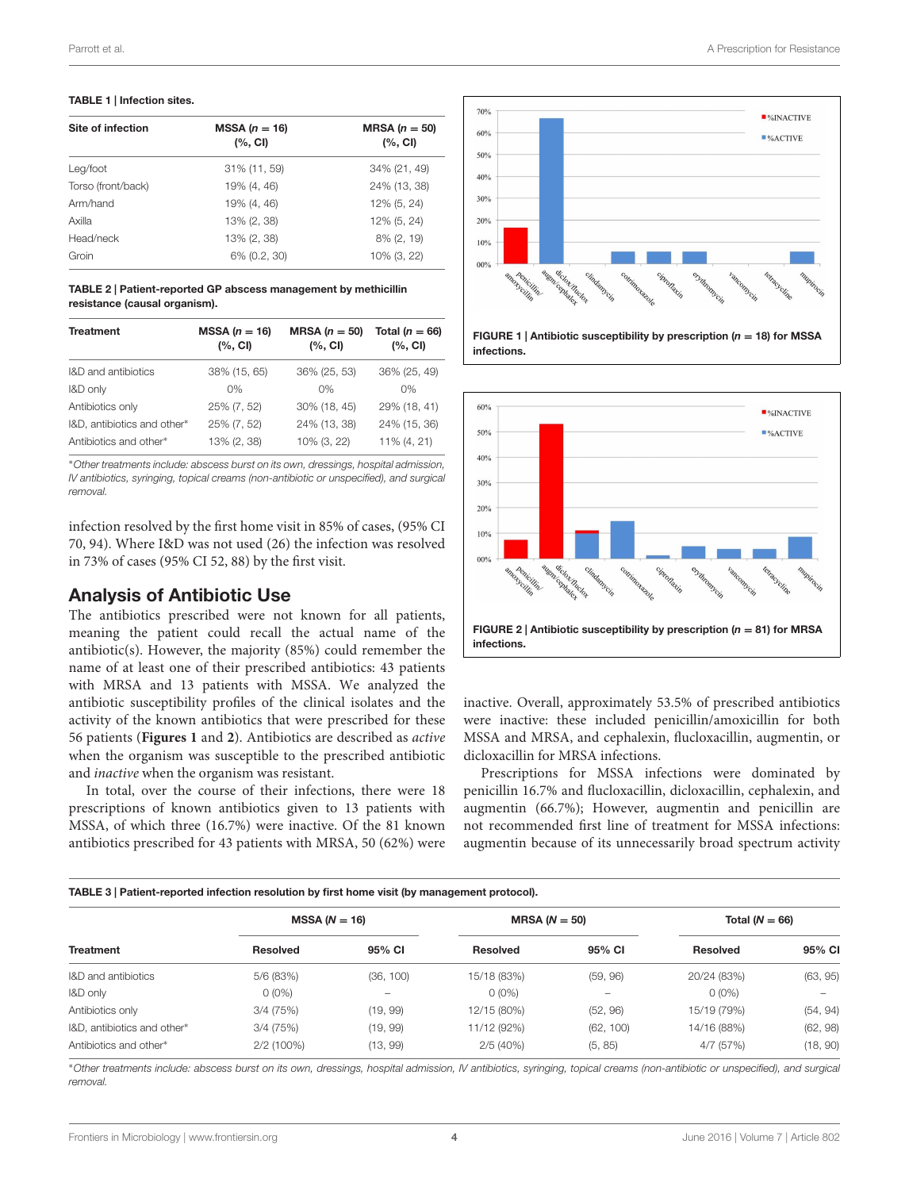**TABLE 1 | Infection sites.**

| Site of infection | MSSA (n = 16) (%, CI) | MRSA (n = 50) (%, CI) |
|---|---|---|
| Leg/foot | 31% (11, 59) | 34% (21, 49) |
| Torso (front/back) | 19% (4, 46) | 24% (13, 38) |
| Arm/hand | 19% (4, 46) | 12% (5, 24) |
| Axilla | 13% (2, 38) | 12% (5, 24) |
| Head/neck | 13% (2, 38) | 8% (2, 19) |
| Groin | 6% (0.2, 30) | 10% (3, 22) |

**TABLE 2 | Patient-reported GP abscess management by methicillin resistance (causal organism).**

| Treatment | MSSA (n = 16) (%, CI) | MRSA (n = 50) (%, CI) | Total (n = 66) (%, CI) |
|---|---|---|---|
| I&D and antibiotics | 38% (15, 65) | 36% (25, 53) | 36% (25, 49) |
| I&D only | 0% | 0% | 0% |
| Antibiotics only | 25% (7, 52) | 30% (18, 45) | 29% (18, 41) |
| I&D, antibiotics and other* | 25% (7, 52) | 24% (13, 38) | 24% (15, 36) |
| Antibiotics and other* | 13% (2, 38) | 10% (3, 22) | 11% (4, 21) |

*Other treatments include: abscess burst on its own, dressings, hospital admission, IV antibiotics, syringing, topical creams (non-antibiotic or unspecified), and surgical removal.*

infection resolved by the first home visit in 85% of cases, (95% CI 70, 94). Where I&D was not used (26) the infection was resolved in 73% of cases (95% CI 52, 88) by the first visit.

## Analysis of Antibiotic Use

The antibiotics prescribed were not known for all patients, meaning the patient could recall the actual name of the antibiotic(s). However, the majority (85%) could remember the name of at least one of their prescribed antibiotics: 43 patients with MRSA and 13 patients with MSSA. We analyzed the antibiotic susceptibility profiles of the clinical isolates and the activity of the known antibiotics that were prescribed for these 56 patients (**Figures 1** and **2**). Antibiotics are described as *active* when the organism was susceptible to the prescribed antibiotic and *inactive* when the organism was resistant.

In total, over the course of their infections, there were 18 prescriptions of known antibiotics given to 13 patients with MSSA, of which three (16.7%) were inactive. Of the 81 known antibiotics prescribed for 43 patients with MRSA, 50 (62%) were inactive. Overall, approximately 53.5% of prescribed antibiotics were inactive: these included penicillin/amoxicillin for both MSSA and MRSA, and cephalexin, flucloxacillin, augmentin, or dicloxacillin for MRSA infections.

**FIGURE 1 | Antibiotic susceptibility by prescription (n = 18) for MSSA infections.**

**FIGURE 2 | Antibiotic susceptibility by prescription (n = 81) for MRSA infections.**

Prescriptions for MSSA infections were dominated by penicillin 16.7% and flucloxacillin, dicloxacillin, cephalexin, and augmentin (66.7%); However, augmentin and penicillin are not recommended first line of treatment for MSSA infections: augmentin because of its unnecessarily broad spectrum activity

**TABLE 3 | Patient-reported infection resolution by first home visit (by management protocol).**

| | MSSA (N = 16) | | MRSA (N = 50) | | Total (N = 66) | |
|---|---|---|---|---|---|---|
| **Treatment** | **Resolved** | **95% CI** | **Resolved** | **95% CI** | **Resolved** | **95% CI** |
| I&D and antibiotics | 5/6 (83%) | (36, 100) | 15/18 (83%) | (59, 96) | 20/24 (83%) | (63, 95) |
| I&D only | 0 (0%) | – | 0 (0%) | – | 0 (0%) | – |
| Antibiotics only | 3/4 (75%) | (19, 99) | 12/15 (80%) | (52, 96) | 15/19 (79%) | (54, 94) |
| I&D, antibiotics and other* | 3/4 (75%) | (19, 99) | 11/12 (92%) | (62, 100) | 14/16 (88%) | (62, 98) |
| Antibiotics and other* | 2/2 (100%) | (13, 99) | 2/5 (40%) | (5, 85) | 4/7 (57%) | (18, 90) |

*Other treatments include: abscess burst on its own, dressings, hospital admission, IV antibiotics, syringing, topical creams (non-antibiotic or unspecified) and surgical removal.*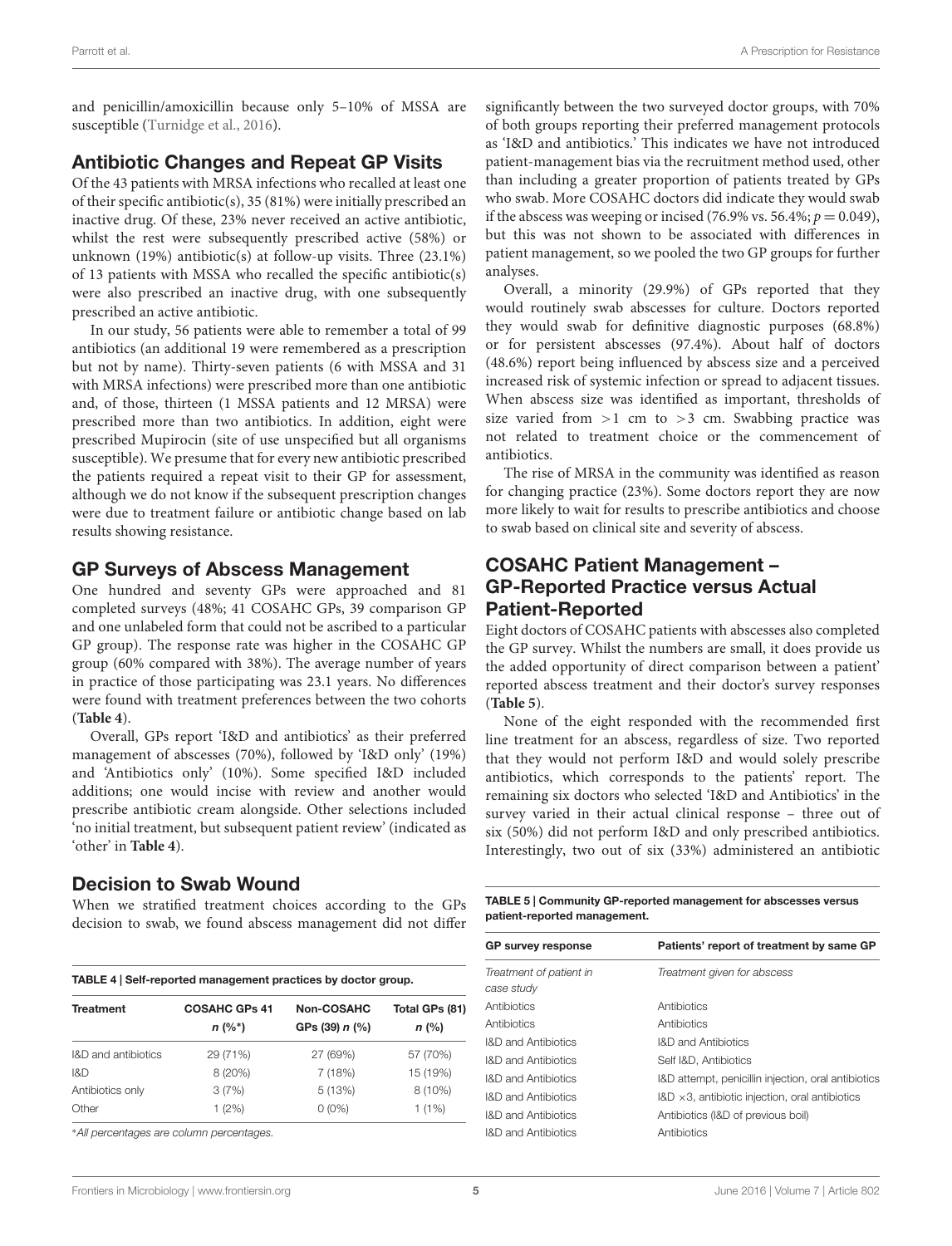and penicillin/amoxicillin because only 5–10% of MSSA are susceptible (Turnidge et al., 2016).

## Antibiotic Changes and Repeat GP Visits

Of the 43 patients with MRSA infections who recalled at least one of their specific antibiotic(s), 35 (81%) were initially prescribed an inactive drug. Of these, 23% never received an active antibiotic, whilst the rest were subsequently prescribed active (58%) or unknown (19%) antibiotic(s) at follow-up visits. Three (23.1%) of 13 patients with MSSA who recalled the specific antibiotic(s) were also prescribed an inactive drug, with one subsequently prescribed an active antibiotic.

In our study, 56 patients were able to remember a total of 99 antibiotics (an additional 19 were remembered as a prescription but not by name). Thirty-seven patients (6 with MSSA and 31 with MRSA infections) were prescribed more than one antibiotic and, of those, thirteen (1 MSSA patients and 12 MRSA) were prescribed more than two antibiotics. In addition, eight were prescribed Mupirocin (site of use unspecified but all organisms susceptible). We presume that for every new antibiotic prescribed the patients required a repeat visit to their GP for assessment, although we do not know if the subsequent prescription changes were due to treatment failure or antibiotic change based on lab results showing resistance.

## GP Surveys of Abscess Management

One hundred and seventy GPs were approached and 81 completed surveys (48%; 41 COSAHC GPs, 39 comparison GP and one unlabeled form that could not be ascribed to a particular GP group). The response rate was higher in the COSAHC GP group (60% compared with 38%). The average number of years in practice of those participating was 23.1 years. No differences were found with treatment preferences between the two cohorts (**Table 4**).

Overall, GPs report 'I&D and antibiotics' as their preferred management of abscesses (70%), followed by 'I&D only' (19%) and 'Antibiotics only' (10%). Some specified I&D included additions; one would incise with review and another would prescribe antibiotic cream alongside. Other selections included 'no initial treatment, but subsequent patient review' (indicated as 'other' in **Table 4**).

## Decision to Swab Wound

When we stratified treatment choices according to the GPs decision to swab, we found abscess management did not differ significantly between the two surveyed doctor groups, with 70% of both groups reporting their preferred management protocols as 'I&D and antibiotics.' This indicates we have not introduced patient-management bias via the recruitment method used, other than including a greater proportion of patients treated by GPs who swab. More COSAHC doctors did indicate they would swab if the abscess was weeping or incised (76.9% vs. 56.4%; $p = 0.049$), but this was not shown to be associated with differences in patient management, so we pooled the two GP groups for further analyses.

**TABLE 4 | Self-reported management practices by doctor group.**

| Treatment | COSAHC GPs 41 *n* (%*) | Non-COSAHC GPs (39) *n* (%) | Total GPs (81) *n* (%) |
|---|---|---|---|
| I&D and antibiotics | 29 (71%) | 27 (69%) | 57 (70%) |
| I&D | 8 (20%) | 7 (18%) | 15 (19%) |
| Antibiotics only | 3 (7%) | 5 (13%) | 8 (10%) |
| Other | 1 (2%) | 0 (0%) | 1 (1%) |

*All percentages are column percentages.

Overall, a minority (29.9%) of GPs reported that they would routinely swab abscesses for culture. Doctors reported they would swab for definitive diagnostic purposes (68.8%) or for persistent abscesses (97.4%). About half of doctors (48.6%) report being influenced by abscess size and a perceived increased risk of systemic infection or spread to adjacent tissues. When abscess size was identified as important, thresholds of size varied from >1 cm to >3 cm. Swabbing practice was not related to treatment choice or the commencement of antibiotics.

The rise of MRSA in the community was identified as reason for changing practice (23%). Some doctors report they are now more likely to wait for results to prescribe antibiotics and choose to swab based on clinical site and severity of abscess.

## COSAHC Patient Management – GP-Reported Practice versus Actual Patient-Reported

Eight doctors of COSAHC patients with abscesses also completed the GP survey. Whilst the numbers are small, it does provide us the added opportunity of direct comparison between a patient' reported abscess treatment and their doctor's survey responses (**Table 5**).

None of the eight responded with the recommended first line treatment for an abscess, regardless of size. Two reported that they would not perform I&D and would solely prescribe antibiotics, which corresponds to the patients' report. The remaining six doctors who selected 'I&D and Antibiotics' in the survey varied in their actual clinical response – three out of six (50%) did not perform I&D and only prescribed antibiotics. Interestingly, two out of six (33%) administered an antibiotic

**TABLE 5 | Community GP-reported management for abscesses versus patient-reported management.**

| GP survey response | Patients' report of treatment by same GP |
|---|---|
| *Treatment of patient in case study* | *Treatment given for abscess* |
| Antibiotics | Antibiotics |
| Antibiotics | Antibiotics |
| I&D and Antibiotics | I&D and Antibiotics |
| I&D and Antibiotics | Self I&D, Antibiotics |
| I&D and Antibiotics | I&D attempt, penicillin injection, oral antibiotics |
| I&D and Antibiotics | I&D ×3, antibiotic injection, oral antibiotics |
| I&D and Antibiotics | Antibiotics (I&D of previous boil) |
| I&D and Antibiotics | Antibiotics |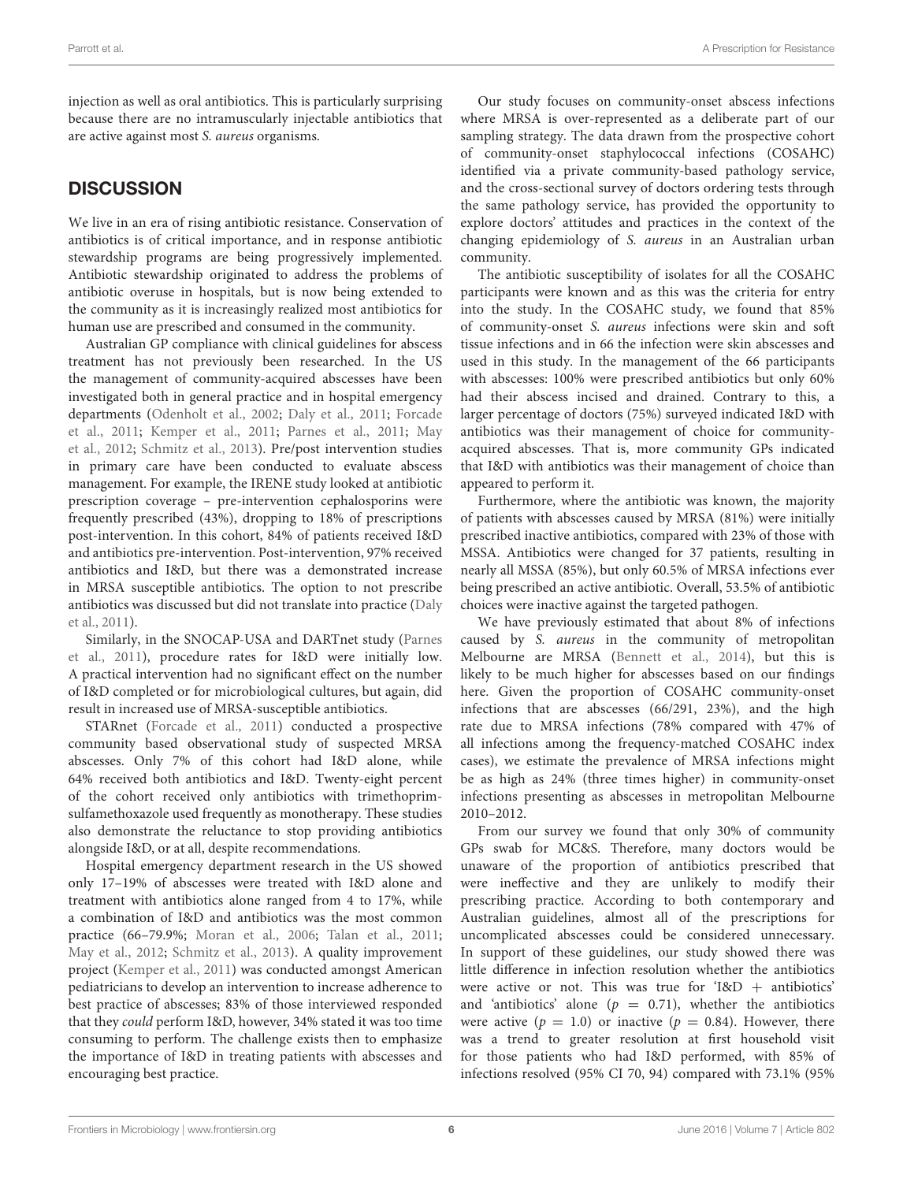injection as well as oral antibiotics. This is particularly surprising because there are no intramuscularly injectable antibiotics that are active against most *S. aureus* organisms.

## DISCUSSION

We live in an era of rising antibiotic resistance. Conservation of antibiotics is of critical importance, and in response antibiotic stewardship programs are being progressively implemented. Antibiotic stewardship originated to address the problems of antibiotic overuse in hospitals, but is now being extended to the community as it is increasingly realized most antibiotics for human use are prescribed and consumed in the community.

Australian GP compliance with clinical guidelines for abscess treatment has not previously been researched. In the US the management of community-acquired abscesses have been investigated both in general practice and in hospital emergency departments (Odenholt et al., 2002; Daly et al., 2011; Forcade et al., 2011; Kemper et al., 2011; Parnes et al., 2011; May et al., 2012; Schmitz et al., 2013). Pre/post intervention studies in primary care have been conducted to evaluate abscess management. For example, the IRENE study looked at antibiotic prescription coverage – pre-intervention cephalosporins were frequently prescribed (43%), dropping to 18% of prescriptions post-intervention. In this cohort, 84% of patients received I&D and antibiotics pre-intervention. Post-intervention, 97% received antibiotics and I&D, but there was a demonstrated increase in MRSA susceptible antibiotics. The option to not prescribe antibiotics was discussed but did not translate into practice (Daly et al., 2011).

Similarly, in the SNOCAP-USA and DARTnet study (Parnes et al., 2011), procedure rates for I&D were initially low. A practical intervention had no significant effect on the number of I&D completed or for microbiological cultures, but again, did result in increased use of MRSA-susceptible antibiotics.

STARnet (Forcade et al., 2011) conducted a prospective community based observational study of suspected MRSA abscesses. Only 7% of this cohort had I&D alone, while 64% received both antibiotics and I&D. Twenty-eight percent of the cohort received only antibiotics with trimethoprim-sulfamethoxazole used frequently as monotherapy. These studies also demonstrate the reluctance to stop providing antibiotics alongside I&D, or at all, despite recommendations.

Hospital emergency department research in the US showed only 17–19% of abscesses were treated with I&D alone and treatment with antibiotics alone ranged from 4 to 17%, while a combination of I&D and antibiotics was the most common practice (66–79.9%; Moran et al., 2006; Talan et al., 2011; May et al., 2012; Schmitz et al., 2013). A quality improvement project (Kemper et al., 2011) was conducted amongst American pediatricians to develop an intervention to increase adherence to best practice of abscesses; 83% of those interviewed responded that they *could* perform I&D, however, 34% stated it was too time consuming to perform. The challenge exists then to emphasize the importance of I&D in treating patients with abscesses and encouraging best practice.

Our study focuses on community-onset abscess infections where MRSA is over-represented as a deliberate part of our sampling strategy. The data drawn from the prospective cohort of community-onset staphylococcal infections (COSAHC) identified via a private community-based pathology service, and the cross-sectional survey of doctors ordering tests through the same pathology service, has provided the opportunity to explore doctors' attitudes and practices in the context of the changing epidemiology of *S. aureus* in an Australian urban community.

The antibiotic susceptibility of isolates for all the COSAHC participants were known and as this was the criteria for entry into the study. In the COSAHC study, we found that 85% of community-onset *S. aureus* infections were skin and soft tissue infections and in 66 the infection were skin abscesses and used in this study. In the management of the 66 participants with abscesses: 100% were prescribed antibiotics but only 60% had their abscess incised and drained. Contrary to this, a larger percentage of doctors (75%) surveyed indicated I&D with antibiotics was their management of choice for community-acquired abscesses. That is, more community GPs indicated that I&D with antibiotics was their management of choice than appeared to perform it.

Furthermore, where the antibiotic was known, the majority of patients with abscesses caused by MRSA (81%) were initially prescribed inactive antibiotics, compared with 23% of those with MSSA. Antibiotics were changed for 37 patients, resulting in nearly all MSSA (85%), but only 60.5% of MRSA infections ever being prescribed an active antibiotic. Overall, 53.5% of antibiotic choices were inactive against the targeted pathogen.

We have previously estimated that about 8% of infections caused by *S. aureus* in the community of metropolitan Melbourne are MRSA (Bennett et al., 2014), but this is likely to be much higher for abscesses based on our findings here. Given the proportion of COSAHC community-onset infections that are abscesses (66/291, 23%), and the high rate due to MRSA infections (78% compared with 47% of all infections among the frequency-matched COSAHC index cases), we estimate the prevalence of MRSA infections might be as high as 24% (three times higher) in community-onset infections presenting as abscesses in metropolitan Melbourne 2010–2012.

From our survey we found that only 30% of community GPs swab for MC&S. Therefore, many doctors would be unaware of the proportion of antibiotics prescribed that were ineffective and they are unlikely to modify their prescribing practice. According to both contemporary and Australian guidelines, almost all of the prescriptions for uncomplicated abscesses could be considered unnecessary. In support of these guidelines, our study showed there was little difference in infection resolution whether the antibiotics were active or not. This was true for 'I&D + antibiotics' and 'antibiotics' alone ($p = 0.71$), whether the antibiotics were active ($p = 1.0$) or inactive ($p = 0.84$). However, there was a trend to greater resolution at first household visit for those patients who had I&D performed, with 85% of infections resolved (95% CI 70, 94) compared with 73.1% (95%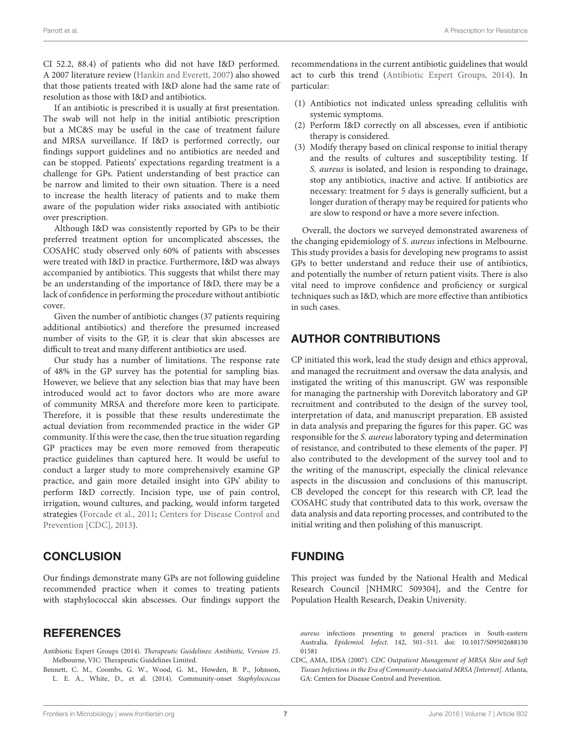CI 52.2, 88.4) of patients who did not have I&D performed. A 2007 literature review (Hankin and Everett, 2007) also showed that those patients treated with I&D alone had the same rate of resolution as those with I&D and antibiotics.

If an antibiotic is prescribed it is usually at first presentation. The swab will not help in the initial antibiotic prescription but a MC&S may be useful in the case of treatment failure and MRSA surveillance. If I&D is performed correctly, our findings support guidelines and no antibiotics are needed and can be stopped. Patients' expectations regarding treatment is a challenge for GPs. Patient understanding of best practice can be narrow and limited to their own situation. There is a need to increase the health literacy of patients and to make them aware of the population wider risks associated with antibiotic over prescription.

Although I&D was consistently reported by GPs to be their preferred treatment option for uncomplicated abscesses, the COSAHC study observed only 60% of patients with abscesses were treated with I&D in practice. Furthermore, I&D was always accompanied by antibiotics. This suggests that whilst there may be an understanding of the importance of I&D, there may be a lack of confidence in performing the procedure without antibiotic cover.

Given the number of antibiotic changes (37 patients requiring additional antibiotics) and therefore the presumed increased number of visits to the GP, it is clear that skin abscesses are difficult to treat and many different antibiotics are used.

Our study has a number of limitations. The response rate of 48% in the GP survey has the potential for sampling bias. However, we believe that any selection bias that may have been introduced would act to favor doctors who are more aware of community MRSA and therefore more keen to participate. Therefore, it is possible that these results underestimate the actual deviation from recommended practice in the wider GP community. If this were the case, then the true situation regarding GP practices may be even more removed from therapeutic practice guidelines than captured here. It would be useful to conduct a larger study to more comprehensively examine GP practice, and gain more detailed insight into GPs' ability to perform I&D correctly. Incision type, use of pain control, irrigation, wound cultures, and packing, would inform targeted strategies (Forcade et al., 2011; Centers for Disease Control and Prevention [CDC], 2013).

## CONCLUSION

Our findings demonstrate many GPs are not following guideline recommended practice when it comes to treating patients with staphylococcal skin abscesses. Our findings support the recommendations in the current antibiotic guidelines that would act to curb this trend (Antibiotic Expert Groups, 2014). In particular:

(1) Antibiotics not indicated unless spreading cellulitis with systemic symptoms.
(2) Perform I&D correctly on all abscesses, even if antibiotic therapy is considered.
(3) Modify therapy based on clinical response to initial therapy and the results of cultures and susceptibility testing. If *S. aureus* is isolated, and lesion is responding to drainage, stop any antibiotics, inactive and active. If antibiotics are necessary: treatment for 5 days is generally sufficient, but a longer duration of therapy may be required for patients who are slow to respond or have a more severe infection.

Overall, the doctors we surveyed demonstrated awareness of the changing epidemiology of *S. aureus* infections in Melbourne. This study provides a basis for developing new programs to assist GPs to better understand and reduce their use of antibiotics, and potentially the number of return patient visits. There is also vital need to improve confidence and proficiency or surgical techniques such as I&D, which are more effective than antibiotics in such cases.

## AUTHOR CONTRIBUTIONS

CP initiated this work, lead the study design and ethics approval, and managed the recruitment and oversaw the data analysis, and instigated the writing of this manuscript. GW was responsible for managing the partnership with Dorevitch laboratory and GP recruitment and contributed to the design of the survey tool, interpretation of data, and manuscript preparation. EB assisted in data analysis and preparing the figures for this paper. GC was responsible for the *S. aureus* laboratory typing and determination of resistance, and contributed to these elements of the paper. PJ also contributed to the development of the survey tool and to the writing of the manuscript, especially the clinical relevance aspects in the discussion and conclusions of this manuscript. CB developed the concept for this research with CP, lead the COSAHC study that contributed data to this work, oversaw the data analysis and data reporting processes, and contributed to the initial writing and then polishing of this manuscript.

## FUNDING

This project was funded by the National Health and Medical Research Council [NHMRC 509304], and the Centre for Population Health Research, Deakin University.

## REFERENCES

Antibiotic Expert Groups (2014). *Therapeutic Guidelines: Antibiotic, Version 15*. Melbourne, VIC: Therapeutic Guidelines Limited.

Bennett, C. M., Coombs, G. W., Wood, G. M., Howden, B. P., Johnson, L. E. A., White, D., et al. (2014). Community-onset *Staphylococcus aureus* infections presenting to general practices in South-eastern Australia. *Epidemiol. Infect.* 142, 501–511. doi: 10.1017/S0950268813001581

CDC, AMA, IDSA (2007). *CDC Outpatient Management of MRSA Skin and Soft Tissues Infections in the Era of Community-Associated MRSA [Internet]*. Atlanta, GA: Centers for Disease Control and Prevention.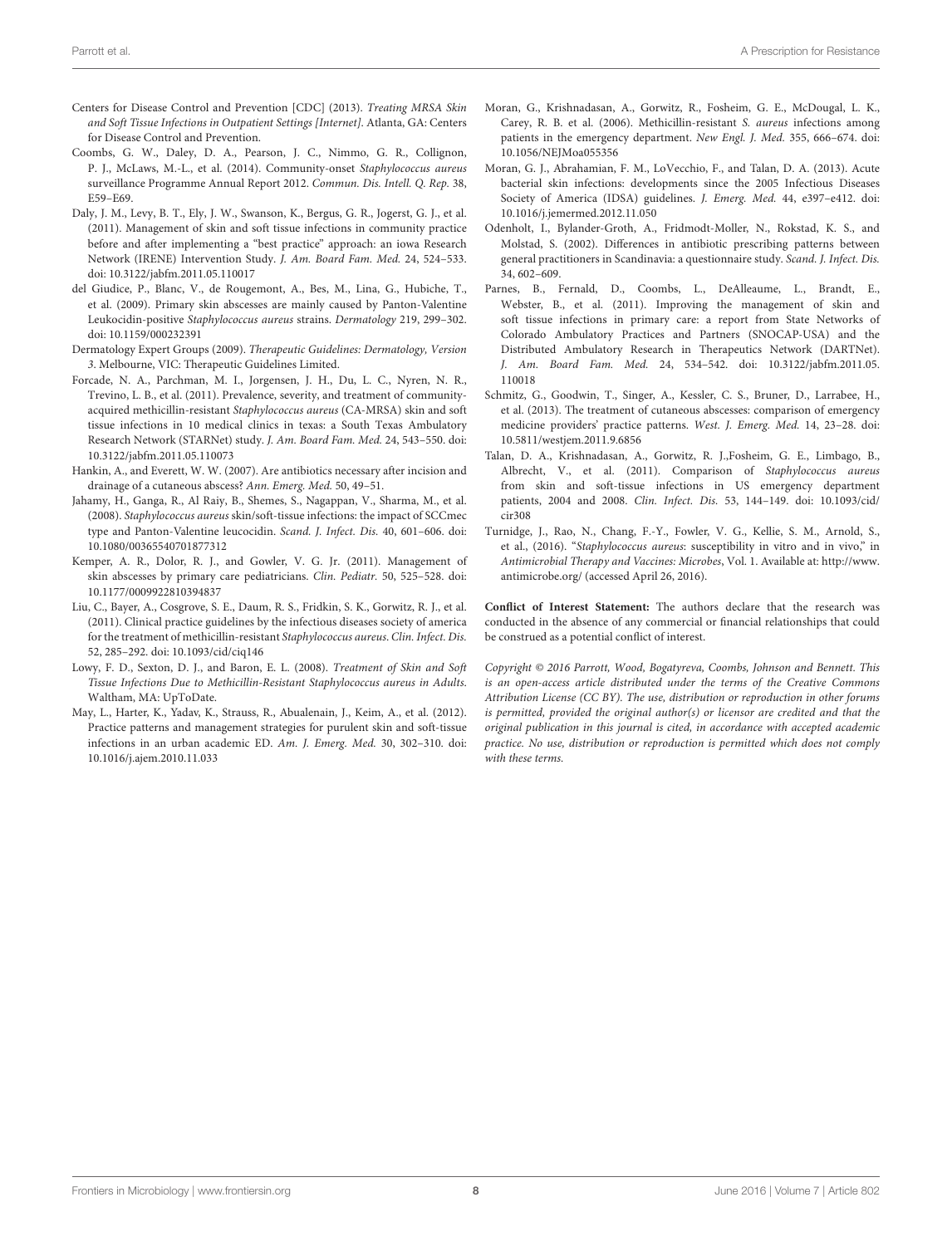Centers for Disease Control and Prevention [CDC] (2013). *Treating MRSA Skin and Soft Tissue Infections in Outpatient Settings [Internet]*. Atlanta, GA: Centers for Disease Control and Prevention.

Coombs, G. W., Daley, D. A., Pearson, J. C., Nimmo, G. R., Collignon, P. J., McLaws, M.-L., et al. (2014). Community-onset *Staphylococcus aureus* surveillance Programme Annual Report 2012. *Commun. Dis. Intell. Q. Rep.* 38, E59–E69.

Daly, J. M., Levy, B. T., Ely, J. W., Swanson, K., Bergus, G. R., Jogerst, G. J., et al. (2011). Management of skin and soft tissue infections in community practice before and after implementing a "best practice" approach: an iowa Research Network (IRENE) Intervention Study. *J. Am. Board Fam. Med.* 24, 524–533. doi: 10.3122/jabfm.2011.05.110017

del Giudice, P., Blanc, V., de Rougemont, A., Bes, M., Lina, G., Hubiche, T., et al. (2009). Primary skin abscesses are mainly caused by Panton-Valentine Leukocidin-positive *Staphylococcus aureus* strains. *Dermatology* 219, 299–302. doi: 10.1159/000232391

Dermatology Expert Groups (2009). *Therapeutic Guidelines: Dermatology, Version 3*. Melbourne, VIC: Therapeutic Guidelines Limited.

Forcade, N. A., Parchman, M. I., Jorgensen, J. H., Du, L. C., Nyren, N. R., Trevino, L. B., et al. (2011). Prevalence, severity, and treatment of community-acquired methicillin-resistant *Staphylococcus aureus* (CA-MRSA) skin and soft tissue infections in 10 medical clinics in texas: a South Texas Ambulatory Research Network (STARNet) study. *J. Am. Board Fam. Med.* 24, 543–550. doi: 10.3122/jabfm.2011.05.110073

Hankin, A., and Everett, W. W. (2007). Are antibiotics necessary after incision and drainage of a cutaneous abscess? *Ann. Emerg. Med.* 50, 49–51.

Jahamy, H., Ganga, R., Al Raiy, B., Shemes, S., Nagappan, V., Sharma, M., et al. (2008). *Staphylococcus aureus* skin/soft-tissue infections: the impact of SCCmec type and Panton-Valentine leucocidin. *Scand. J. Infect. Dis.* 40, 601–606. doi: 10.1080/00365540701877312

Kemper, A. R., Dolor, R. J., and Gowler, V. G. Jr. (2011). Management of skin abscesses by primary care pediatricians. *Clin. Pediatr.* 50, 525–528. doi: 10.1177/0009922810394837

Liu, C., Bayer, A., Cosgrove, S. E., Daum, R. S., Fridkin, S. K., Gorwitz, R. J., et al. (2011). Clinical practice guidelines by the infectious diseases society of america for the treatment of methicillin-resistant *Staphylococcus aureus*. *Clin. Infect. Dis.* 52, 285–292. doi: 10.1093/cid/ciq146

Lowy, F. D., Sexton, D. J., and Baron, E. L. (2008). *Treatment of Skin and Soft Tissue Infections Due to Methicillin-Resistant Staphylococcus aureus in Adults*. Waltham, MA: UpToDate.

May, L., Harter, K., Yadav, K., Strauss, R., Abualenain, J., Keim, A., et al. (2012). Practice patterns and management strategies for purulent skin and soft-tissue infections in an urban academic ED. *Am. J. Emerg. Med.* 30, 302–310. doi: 10.1016/j.ajem.2010.11.033

Moran, G., Krishnadasan, A., Gorwitz, R., Fosheim, G. E., McDougal, L. K., Carey, R. B. et al. (2006). Methicillin-resistant *S. aureus* infections among patients in the emergency department. *New Engl. J. Med.* 355, 666–674. doi: 10.1056/NEJMoa055356

Moran, G. J., Abrahamian, F. M., LoVecchio, F., and Talan, D. A. (2013). Acute bacterial skin infections: developments since the 2005 Infectious Diseases Society of America (IDSA) guidelines. *J. Emerg. Med.* 44, e397–e412. doi: 10.1016/j.jemermed.2012.11.050

Odenholt, I., Bylander-Groth, A., Fridmodt-Moller, N., Rokstad, K. S., and Molstad, S. (2002). Differences in antibiotic prescribing patterns between general practitioners in Scandinavia: a questionnaire study. *Scand. J. Infect. Dis.* 34, 602–609.

Parnes, B., Fernald, D., Coombs, L., DeAlleaume, L., Brandt, E., Webster, B., et al. (2011). Improving the management of skin and soft tissue infections in primary care: a report from State Networks of Colorado Ambulatory Practices and Partners (SNOCAP-USA) and the Distributed Ambulatory Research in Therapeutics Network (DARTNet). *J. Am. Board Fam. Med.* 24, 534–542. doi: 10.3122/jabfm.2011.05.110018

Schmitz, G., Goodwin, T., Singer, A., Kessler, C. S., Bruner, D., Larrabee, H., et al. (2013). The treatment of cutaneous abscesses: comparison of emergency medicine providers' practice patterns. *West. J. Emerg. Med.* 14, 23–28. doi: 10.5811/westjem.2011.9.6856

Talan, D. A., Krishnadasan, A., Gorwitz, R. J.,Fosheim, G. E., Limbago, B., Albrecht, V., et al. (2011). Comparison of *Staphylococcus aureus* from skin and soft-tissue infections in US emergency department patients, 2004 and 2008. *Clin. Infect. Dis.* 53, 144–149. doi: 10.1093/cid/cir308

Turnidge, J., Rao, N., Chang, F.-Y., Fowler, V. G., Kellie, S. M., Arnold, S., et al., (2016). "*Staphylococcus aureus*: susceptibility in vitro and in vivo," in *Antimicrobial Therapy and Vaccines: Microbes*, Vol. 1. Available at: http://www.antimicrobe.org/ (accessed April 26, 2016).

**Conflict of Interest Statement:** The authors declare that the research was conducted in the absence of any commercial or financial relationships that could be construed as a potential conflict of interest.

*Copyright © 2016 Parrott, Wood, Bogatyreva, Coombs, Johnson and Bennett. This is an open-access article distributed under the terms of the Creative Commons Attribution License (CC BY). The use, distribution or reproduction in other forums is permitted, provided the original author(s) or licensor are credited and that the original publication in this journal is cited, in accordance with accepted academic practice. No use, distribution or reproduction is permitted which does not comply with these terms.*